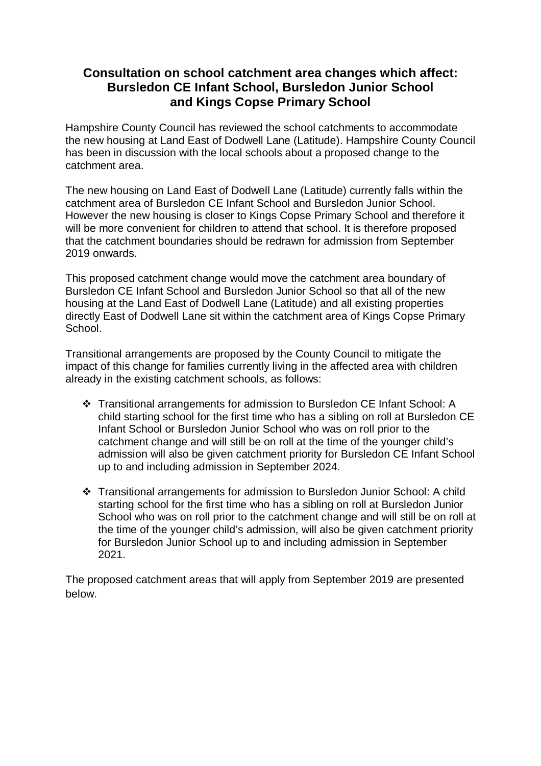# Consultation on school catchment area changes which affect: Bursledon CE Infant School, Bursledon Junior School and Kings Copse Primary School

Hampshire County Council has reviewed the school catchments to accommodate the new housing at Land East of Dodwell Lane (Latitude). Hampshire County Council has been in discussion with the local schools about a proposed change to the catchment area.

The new housing on Land East of Dodwell Lane (Latitude) currently falls within the catchment area of Bursledon CE Infant School and Bursledon Junior School. However the new housing is closer to Kings Copse Primary School and therefore it will be more convenient for children to attend that school. It is therefore proposed that the catchment boundaries should be redrawn for admission from September 2019 onwards.

This proposed catchment change would move the catchment area boundary of Bursledon CE Infant School and Bursledon Junior School so that all of the new housing at the Land East of Dodwell Lane (Latitude) and all existing properties directly East of Dodwell Lane sit within the catchment area of Kings Copse Primary School.

Transitional arrangements are proposed by the County Council to mitigate the impact of this change for families currently living in the affected area with children already in the existing catchment schools, as follows:

- Transitional arrangements for admission to Bursledon CE Infant School: A child starting school for the first time who has a sibling on roll at Bursledon CE Infant School or Bursledon Junior School who was on roll prior to the catchment change and will still be on roll at the time of the younger child's admission will also be given catchment priority for Bursledon CE Infant School up to and including admission in September 2024.

- Transitional arrangements for admission to Bursledon Junior School: A child starting school for the first time who has a sibling on roll at Bursledon Junior School who was on roll prior to the catchment change and will still be on roll at the time of the younger child's admission, will also be given catchment priority for Bursledon Junior School up to and including admission in September 2021.

The proposed catchment areas that will apply from September 2019 are presented below.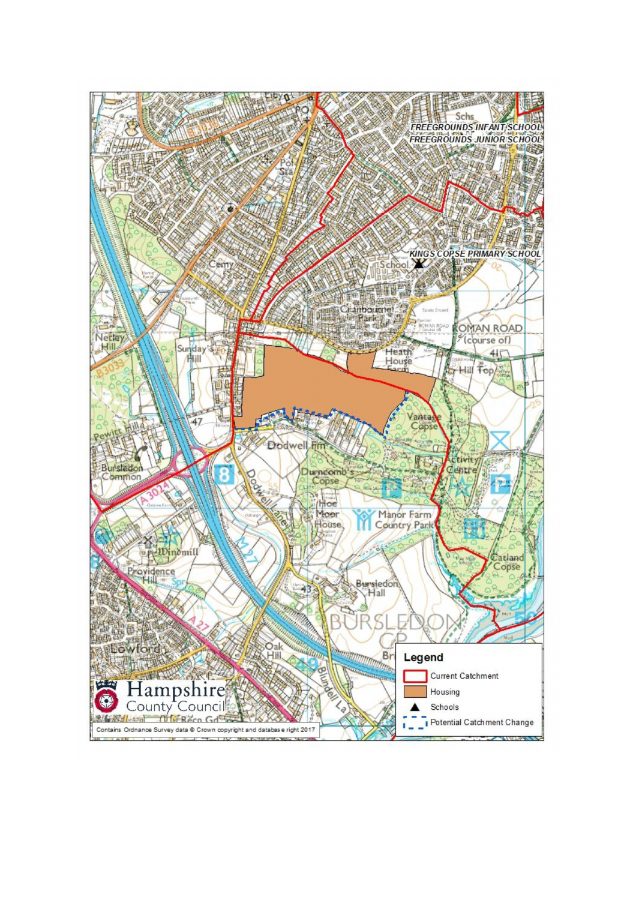FREEGROUNDS INFANT SCHOOL
FREEGROUNDS JUNIOR SCHOOL

KINGS COPSE PRIMARY SCHOOL

**Legend**

- Current Catchment
- Housing
- Schools
- Potential Catchment Change

Hampshire County Council

Contains Ordnance Survey data © Crown copyright and database right 2017